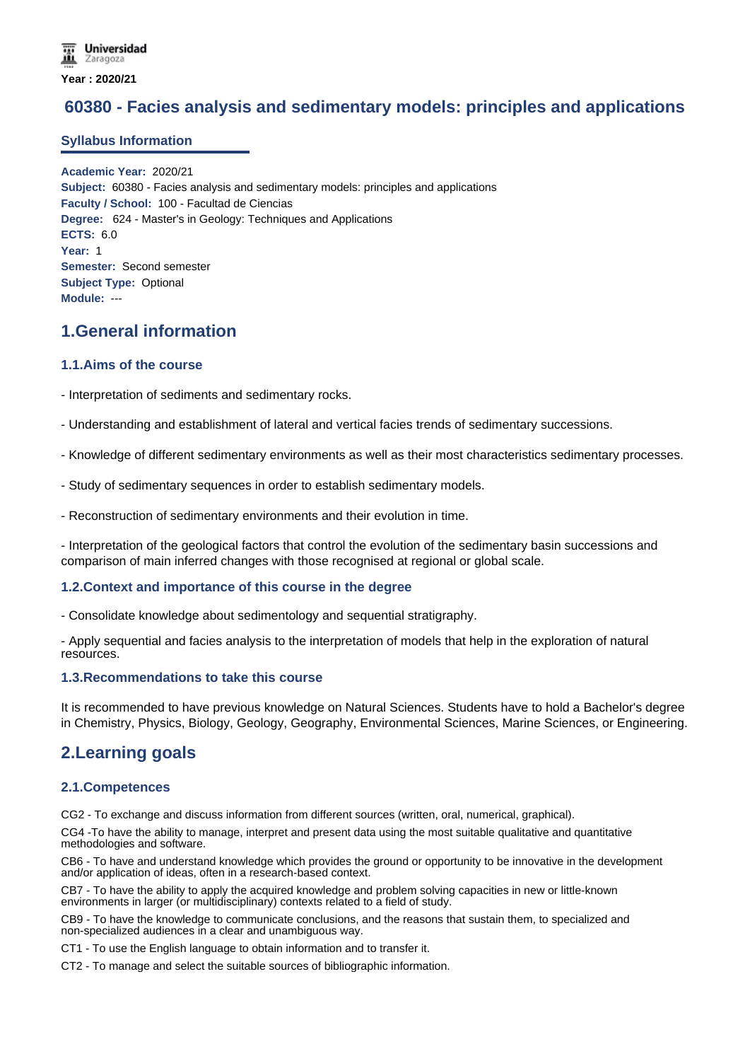Universidad Zaragoza

**Year : 2020/21**

# 60380 - Facies analysis and sedimentary models: principles and applications

### Syllabus Information

**Academic Year:** 2020/21
**Subject:** 60380 - Facies analysis and sedimentary models: principles and applications
**Faculty / School:** 100 - Facultad de Ciencias
**Degree:** 624 - Master's in Geology: Techniques and Applications
**ECTS:** 6.0
**Year:** 1
**Semester:** Second semester
**Subject Type:** Optional
**Module:** ---

## 1.General information

### 1.1.Aims of the course

- Interpretation of sediments and sedimentary rocks.

- Understanding and establishment of lateral and vertical facies trends of sedimentary successions.

- Knowledge of different sedimentary environments as well as their most characteristics sedimentary processes.

- Study of sedimentary sequences in order to establish sedimentary models.

- Reconstruction of sedimentary environments and their evolution in time.

- Interpretation of the geological factors that control the evolution of the sedimentary basin successions and comparison of main inferred changes with those recognised at regional or global scale.

### 1.2.Context and importance of this course in the degree

- Consolidate knowledge about sedimentology and sequential stratigraphy.

- Apply sequential and facies analysis to the interpretation of models that help in the exploration of natural resources.

### 1.3.Recommendations to take this course

It is recommended to have previous knowledge on Natural Sciences. Students have to hold a Bachelor's degree in Chemistry, Physics, Biology, Geology, Geography, Environmental Sciences, Marine Sciences, or Engineering.

## 2.Learning goals

### 2.1.Competences

CG2 - To exchange and discuss information from different sources (written, oral, numerical, graphical).

CG4 -To have the ability to manage, interpret and present data using the most suitable qualitative and quantitative methodologies and software.

CB6 - To have and understand knowledge which provides the ground or opportunity to be innovative in the development and/or application of ideas, often in a research-based context.

CB7 - To have the ability to apply the acquired knowledge and problem solving capacities in new or little-known environments in larger (or multidisciplinary) contexts related to a field of study.

CB9 - To have the knowledge to communicate conclusions, and the reasons that sustain them, to specialized and non-specialized audiences in a clear and unambiguous way.

CT1 - To use the English language to obtain information and to transfer it.

CT2 - To manage and select the suitable sources of bibliographic information.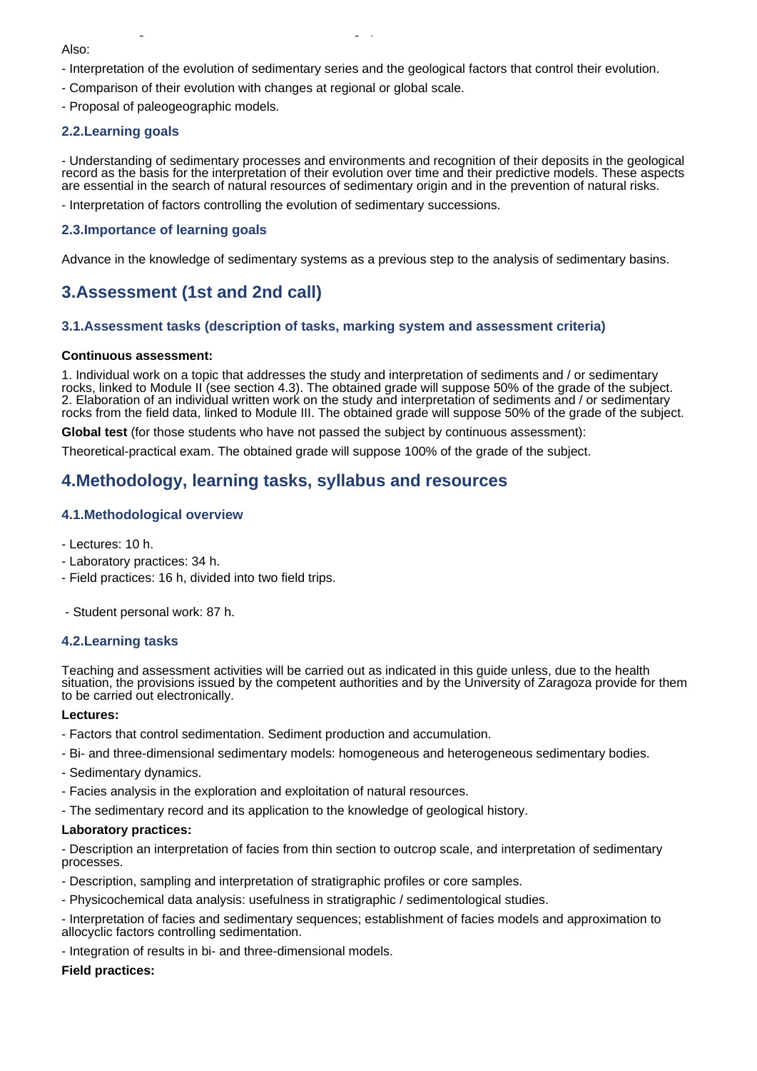Also:

- Interpretation of the evolution of sedimentary series and the geological factors that control their evolution.
- Comparison of their evolution with changes at regional or global scale.
- Proposal of paleogeographic models.

### 2.2.Learning goals

- Understanding of sedimentary processes and environments and recognition of their deposits in the geological record as the basis for the interpretation of their evolution over time and their predictive models. These aspects are essential in the search of natural resources of sedimentary origin and in the prevention of natural risks.
- Interpretation of factors controlling the evolution of sedimentary successions.

### 2.3.Importance of learning goals

Advance in the knowledge of sedimentary systems as a previous step to the analysis of sedimentary basins.

## 3.Assessment (1st and 2nd call)

### 3.1.Assessment tasks (description of tasks, marking system and assessment criteria)

**Continuous assessment:**

1. Individual work on a topic that addresses the study and interpretation of sediments and / or sedimentary rocks, linked to Module II (see section 4.3). The obtained grade will suppose 50% of the grade of the subject.
2. Elaboration of an individual written work on the study and interpretation of sediments and / or sedimentary rocks from the field data, linked to Module III. The obtained grade will suppose 50% of the grade of the subject.

**Global test** (for those students who have not passed the subject by continuous assessment):

Theoretical-practical exam. The obtained grade will suppose 100% of the grade of the subject.

## 4.Methodology, learning tasks, syllabus and resources

### 4.1.Methodological overview

- Lectures: 10 h.
- Laboratory practices: 34 h.
- Field practices: 16 h, divided into two field trips.

- Student personal work: 87 h.

### 4.2.Learning tasks

Teaching and assessment activities will be carried out as indicated in this guide unless, due to the health situation, the provisions issued by the competent authorities and by the University of Zaragoza provide for them to be carried out electronically.

**Lectures:**

- Factors that control sedimentation. Sediment production and accumulation.
- Bi- and three-dimensional sedimentary models: homogeneous and heterogeneous sedimentary bodies.
- Sedimentary dynamics.
- Facies analysis in the exploration and exploitation of natural resources.
- The sedimentary record and its application to the knowledge of geological history.

**Laboratory practices:**

- Description an interpretation of facies from thin section to outcrop scale, and interpretation of sedimentary processes.
- Description, sampling and interpretation of stratigraphic profiles or core samples.
- Physicochemical data analysis: usefulness in stratigraphic / sedimentological studies.
- Interpretation of facies and sedimentary sequences; establishment of facies models and approximation to allocyclic factors controlling sedimentation.
- Integration of results in bi- and three-dimensional models.

**Field practices:**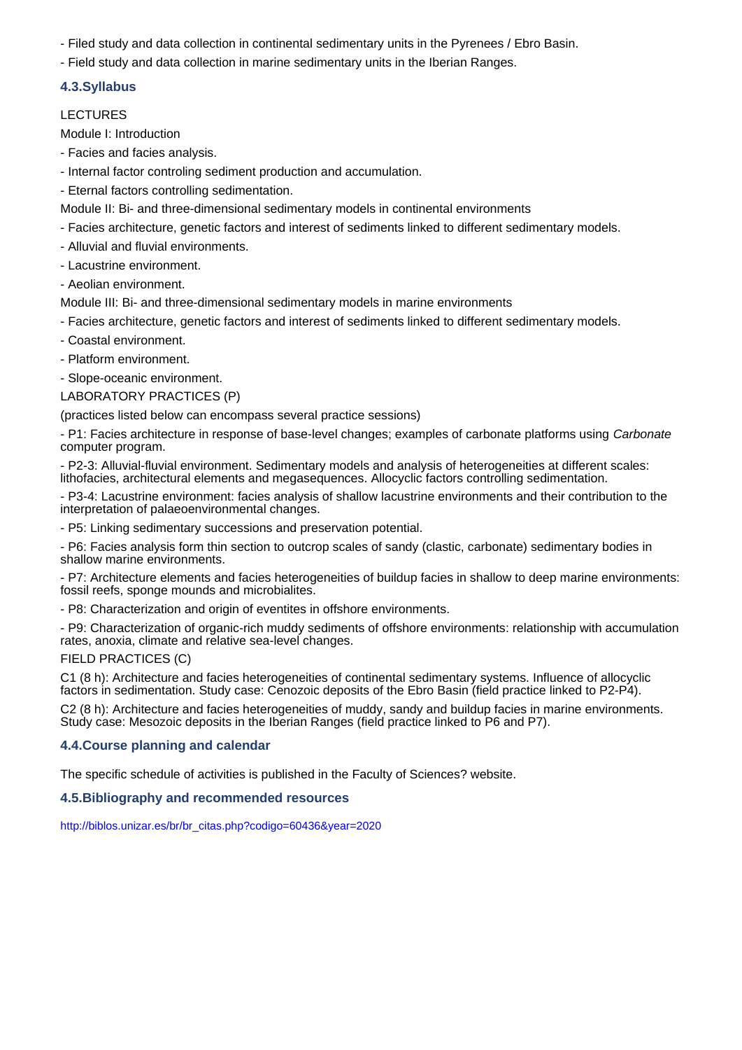- Filed study and data collection in continental sedimentary units in the Pyrenees / Ebro Basin.

- Field study and data collection in marine sedimentary units in the Iberian Ranges.

### 4.3.Syllabus

LECTURES

Module I: Introduction

- Facies and facies analysis.
- Internal factor controling sediment production and accumulation.
- Eternal factors controlling sedimentation.

Module II: Bi- and three-dimensional sedimentary models in continental environments

- Facies architecture, genetic factors and interest of sediments linked to different sedimentary models.
- Alluvial and fluvial environments.
- Lacustrine environment.
- Aeolian environment.

Module III: Bi- and three-dimensional sedimentary models in marine environments

- Facies architecture, genetic factors and interest of sediments linked to different sedimentary models.
- Coastal environment.
- Platform environment.
- Slope-oceanic environment.

LABORATORY PRACTICES (P)

(practices listed below can encompass several practice sessions)

- P1: Facies architecture in response of base-level changes; examples of carbonate platforms using *Carbonate* computer program.

- P2-3: Alluvial-fluvial environment. Sedimentary models and analysis of heterogeneities at different scales: lithofacies, architectural elements and megasequences. Allocyclic factors controlling sedimentation.

- P3-4: Lacustrine environment: facies analysis of shallow lacustrine environments and their contribution to the interpretation of palaeoenvironmental changes.

- P5: Linking sedimentary successions and preservation potential.

- P6: Facies analysis form thin section to outcrop scales of sandy (clastic, carbonate) sedimentary bodies in shallow marine environments.

- P7: Architecture elements and facies heterogeneities of buildup facies in shallow to deep marine environments: fossil reefs, sponge mounds and microbialites.

- P8: Characterization and origin of eventites in offshore environments.

- P9: Characterization of organic-rich muddy sediments of offshore environments: relationship with accumulation rates, anoxia, climate and relative sea-level changes.

FIELD PRACTICES (C)

C1 (8 h): Architecture and facies heterogeneities of continental sedimentary systems. Influence of allocyclic factors in sedimentation. Study case: Cenozoic deposits of the Ebro Basin (field practice linked to P2-P4).

C2 (8 h): Architecture and facies heterogeneities of muddy, sandy and buildup facies in marine environments. Study case: Mesozoic deposits in the Iberian Ranges (field practice linked to P6 and P7).

### 4.4.Course planning and calendar

The specific schedule of activities is published in the Faculty of Sciences? website.

### 4.5.Bibliography and recommended resources

http://biblos.unizar.es/br/br_citas.php?codigo=60436&year=2020